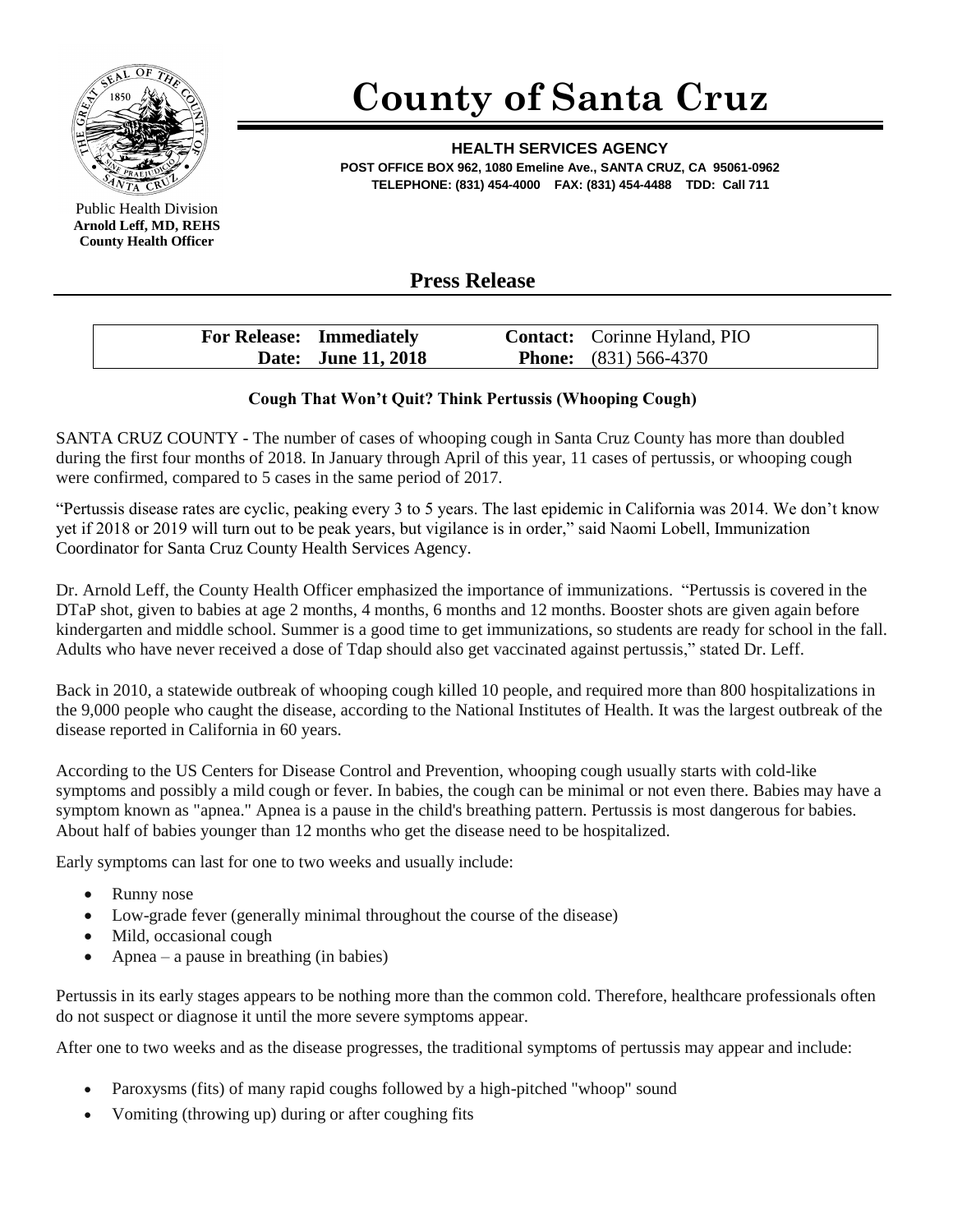# County of Santa Cruz

**HEALTH SERVICES AGENCY**
**POST OFFICE BOX 962, 1080 Emeline Ave., SANTA CRUZ, CA 95061-0962**
**TELEPHONE: (831) 454-4000 FAX: (831) 454-4488 TDD: Call 711**

Public Health Division
**Arnold Leff, MD, REHS**
**County Health Officer**

## Press Release

| | | | |
|---|---|---|---|
| **For Release:** | **Immediately** | **Contact:** | Corinne Hyland, PIO |
| **Date:** | **June 11, 2018** | **Phone:** | (831) 566-4370 |

### Cough That Won't Quit? Think Pertussis (Whooping Cough)

SANTA CRUZ COUNTY - The number of cases of whooping cough in Santa Cruz County has more than doubled during the first four months of 2018. In January through April of this year, 11 cases of pertussis, or whooping cough were confirmed, compared to 5 cases in the same period of 2017.

"Pertussis disease rates are cyclic, peaking every 3 to 5 years. The last epidemic in California was 2014. We don't know yet if 2018 or 2019 will turn out to be peak years, but vigilance is in order," said Naomi Lobell, Immunization Coordinator for Santa Cruz County Health Services Agency.

Dr. Arnold Leff, the County Health Officer emphasized the importance of immunizations. "Pertussis is covered in the DTaP shot, given to babies at age 2 months, 4 months, 6 months and 12 months. Booster shots are given again before kindergarten and middle school. Summer is a good time to get immunizations, so students are ready for school in the fall. Adults who have never received a dose of Tdap should also get vaccinated against pertussis," stated Dr. Leff.

Back in 2010, a statewide outbreak of whooping cough killed 10 people, and required more than 800 hospitalizations in the 9,000 people who caught the disease, according to the National Institutes of Health. It was the largest outbreak of the disease reported in California in 60 years.

According to the US Centers for Disease Control and Prevention, whooping cough usually starts with cold-like symptoms and possibly a mild cough or fever. In babies, the cough can be minimal or not even there. Babies may have a symptom known as "apnea." Apnea is a pause in the child's breathing pattern. Pertussis is most dangerous for babies. About half of babies younger than 12 months who get the disease need to be hospitalized.

Early symptoms can last for one to two weeks and usually include:

- Runny nose
- Low-grade fever (generally minimal throughout the course of the disease)
- Mild, occasional cough
- Apnea – a pause in breathing (in babies)

Pertussis in its early stages appears to be nothing more than the common cold. Therefore, healthcare professionals often do not suspect or diagnose it until the more severe symptoms appear.

After one to two weeks and as the disease progresses, the traditional symptoms of pertussis may appear and include:

- Paroxysms (fits) of many rapid coughs followed by a high-pitched "whoop" sound
- Vomiting (throwing up) during or after coughing fits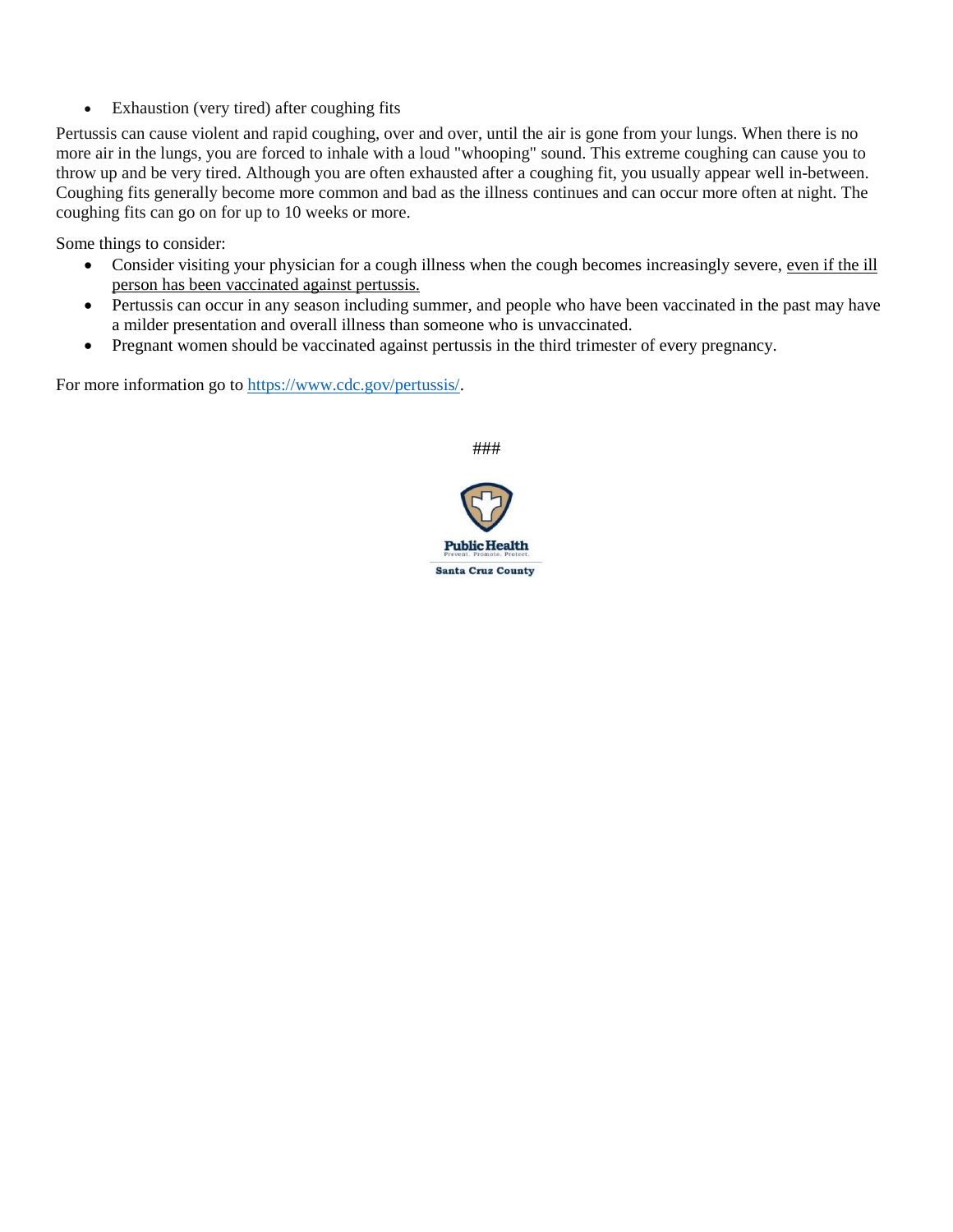- Exhaustion (very tired) after coughing fits

Pertussis can cause violent and rapid coughing, over and over, until the air is gone from your lungs. When there is no more air in the lungs, you are forced to inhale with a loud "whooping" sound. This extreme coughing can cause you to throw up and be very tired. Although you are often exhausted after a coughing fit, you usually appear well in-between. Coughing fits generally become more common and bad as the illness continues and can occur more often at night. The coughing fits can go on for up to 10 weeks or more.

Some things to consider:

- Consider visiting your physician for a cough illness when the cough becomes increasingly severe, <u>even if the ill person has been vaccinated against pertussis.</u>
- Pertussis can occur in any season including summer, and people who have been vaccinated in the past may have a milder presentation and overall illness than someone who is unvaccinated.
- Pregnant women should be vaccinated against pertussis in the third trimester of every pregnancy.

For more information go to https://www.cdc.gov/pertussis/.

###

Public Health
Prevent. Promote. Protect.
Santa Cruz County